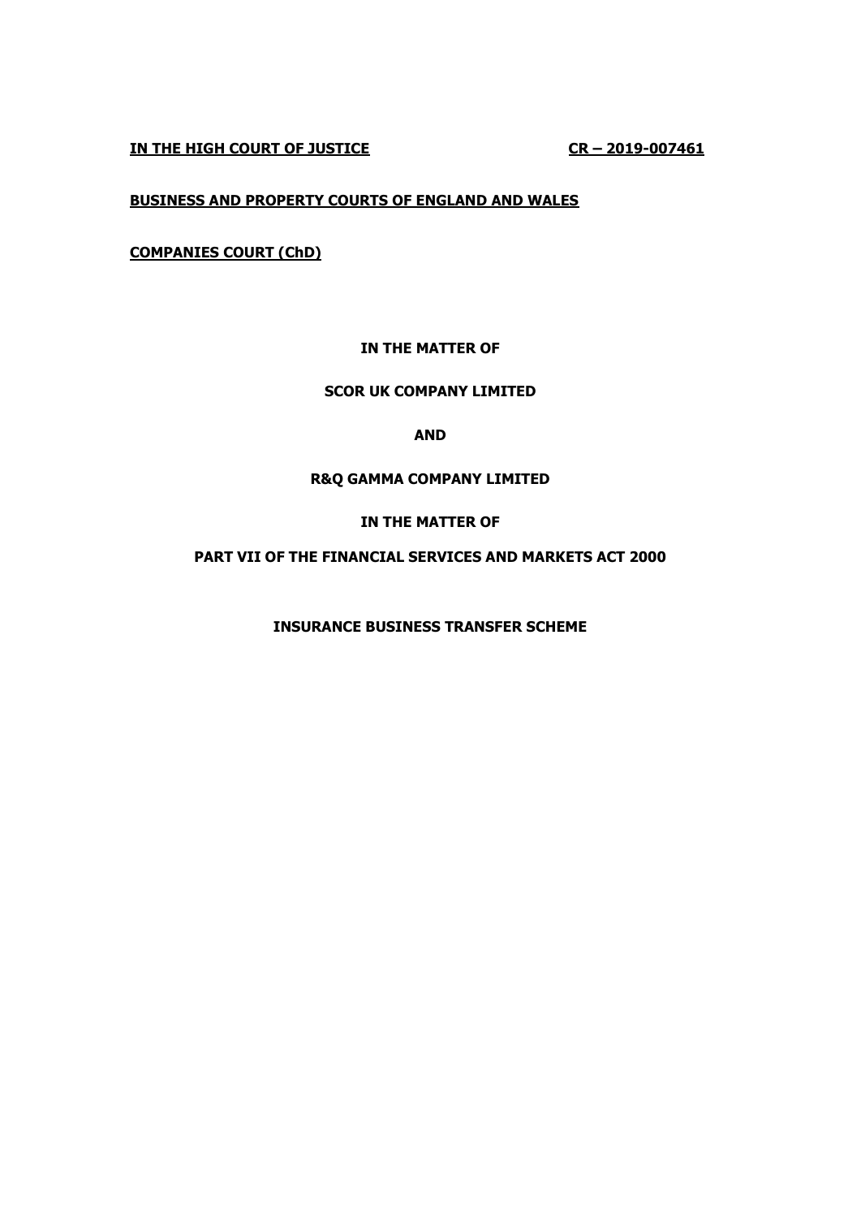**IN THE HIGH COURT OF JUSTICE** **CR – 2019-007461**

**BUSINESS AND PROPERTY COURTS OF ENGLAND AND WALES**

**COMPANIES COURT (ChD)**

**IN THE MATTER OF**

**SCOR UK COMPANY LIMITED**

**AND**

**R&Q GAMMA COMPANY LIMITED**

**IN THE MATTER OF**

**PART VII OF THE FINANCIAL SERVICES AND MARKETS ACT 2000**

**INSURANCE BUSINESS TRANSFER SCHEME**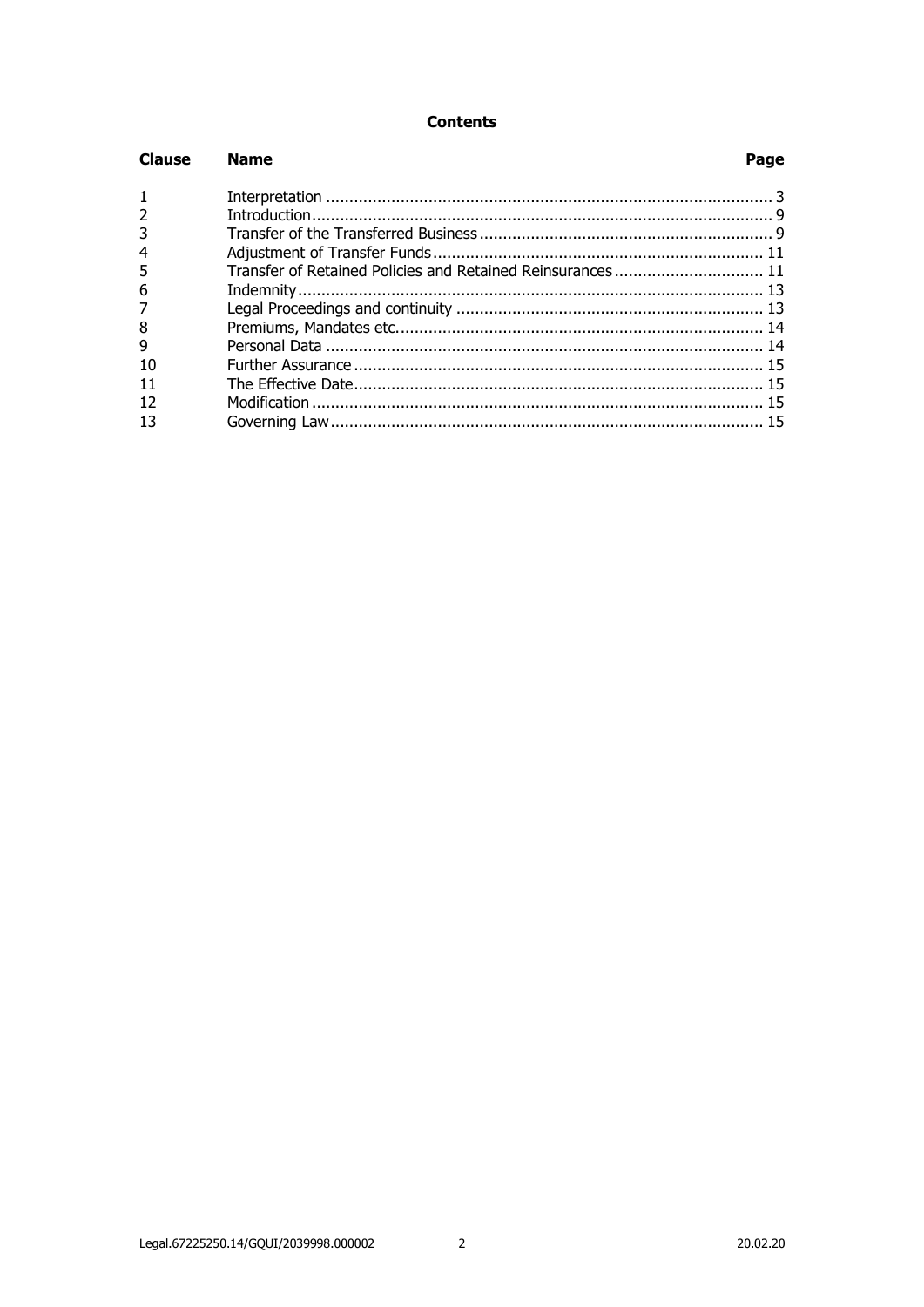**Contents**

| Clause | Name | Page |
|---|---|---|
| 1 | Interpretation | 3 |
| 2 | Introduction | 9 |
| 3 | Transfer of the Transferred Business | 9 |
| 4 | Adjustment of Transfer Funds | 11 |
| 5 | Transfer of Retained Policies and Retained Reinsurances | 11 |
| 6 | Indemnity | 13 |
| 7 | Legal Proceedings and continuity | 13 |
| 8 | Premiums, Mandates etc. | 14 |
| 9 | Personal Data | 14 |
| 10 | Further Assurance | 15 |
| 11 | The Effective Date | 15 |
| 12 | Modification | 15 |
| 13 | Governing Law | 15 |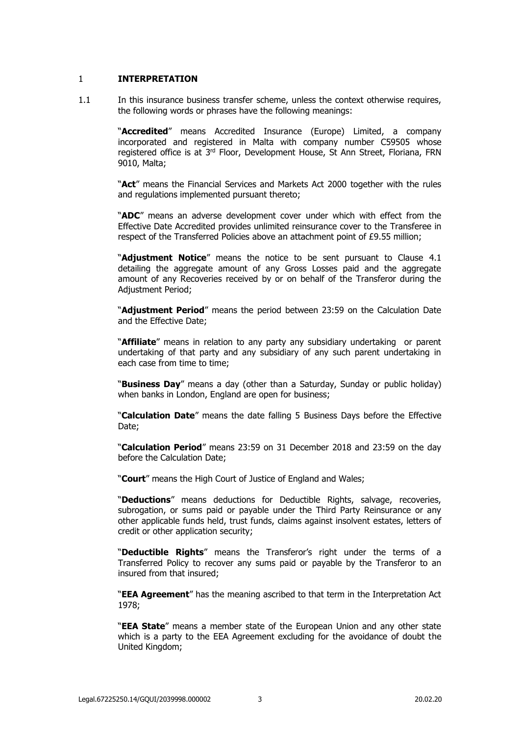## 1 INTERPRETATION

1.1 In this insurance business transfer scheme, unless the context otherwise requires, the following words or phrases have the following meanings:

"**Accredited**" means Accredited Insurance (Europe) Limited, a company incorporated and registered in Malta with company number C59505 whose registered office is at 3rd Floor, Development House, St Ann Street, Floriana, FRN 9010, Malta;

"**Act**" means the Financial Services and Markets Act 2000 together with the rules and regulations implemented pursuant thereto;

"**ADC**" means an adverse development cover under which with effect from the Effective Date Accredited provides unlimited reinsurance cover to the Transferee in respect of the Transferred Policies above an attachment point of £9.55 million;

"**Adjustment Notice**" means the notice to be sent pursuant to Clause 4.1 detailing the aggregate amount of any Gross Losses paid and the aggregate amount of any Recoveries received by or on behalf of the Transferor during the Adjustment Period;

"**Adjustment Period**" means the period between 23:59 on the Calculation Date and the Effective Date;

"**Affiliate**" means in relation to any party any subsidiary undertaking or parent undertaking of that party and any subsidiary of any such parent undertaking in each case from time to time;

"**Business Day**" means a day (other than a Saturday, Sunday or public holiday) when banks in London, England are open for business;

"**Calculation Date**" means the date falling 5 Business Days before the Effective Date;

"**Calculation Period**" means 23:59 on 31 December 2018 and 23:59 on the day before the Calculation Date;

"**Court**" means the High Court of Justice of England and Wales;

"**Deductions**" means deductions for Deductible Rights, salvage, recoveries, subrogation, or sums paid or payable under the Third Party Reinsurance or any other applicable funds held, trust funds, claims against insolvent estates, letters of credit or other application security;

"**Deductible Rights**" means the Transferor's right under the terms of a Transferred Policy to recover any sums paid or payable by the Transferor to an insured from that insured;

"**EEA Agreement**" has the meaning ascribed to that term in the Interpretation Act 1978;

"**EEA State**" means a member state of the European Union and any other state which is a party to the EEA Agreement excluding for the avoidance of doubt the United Kingdom;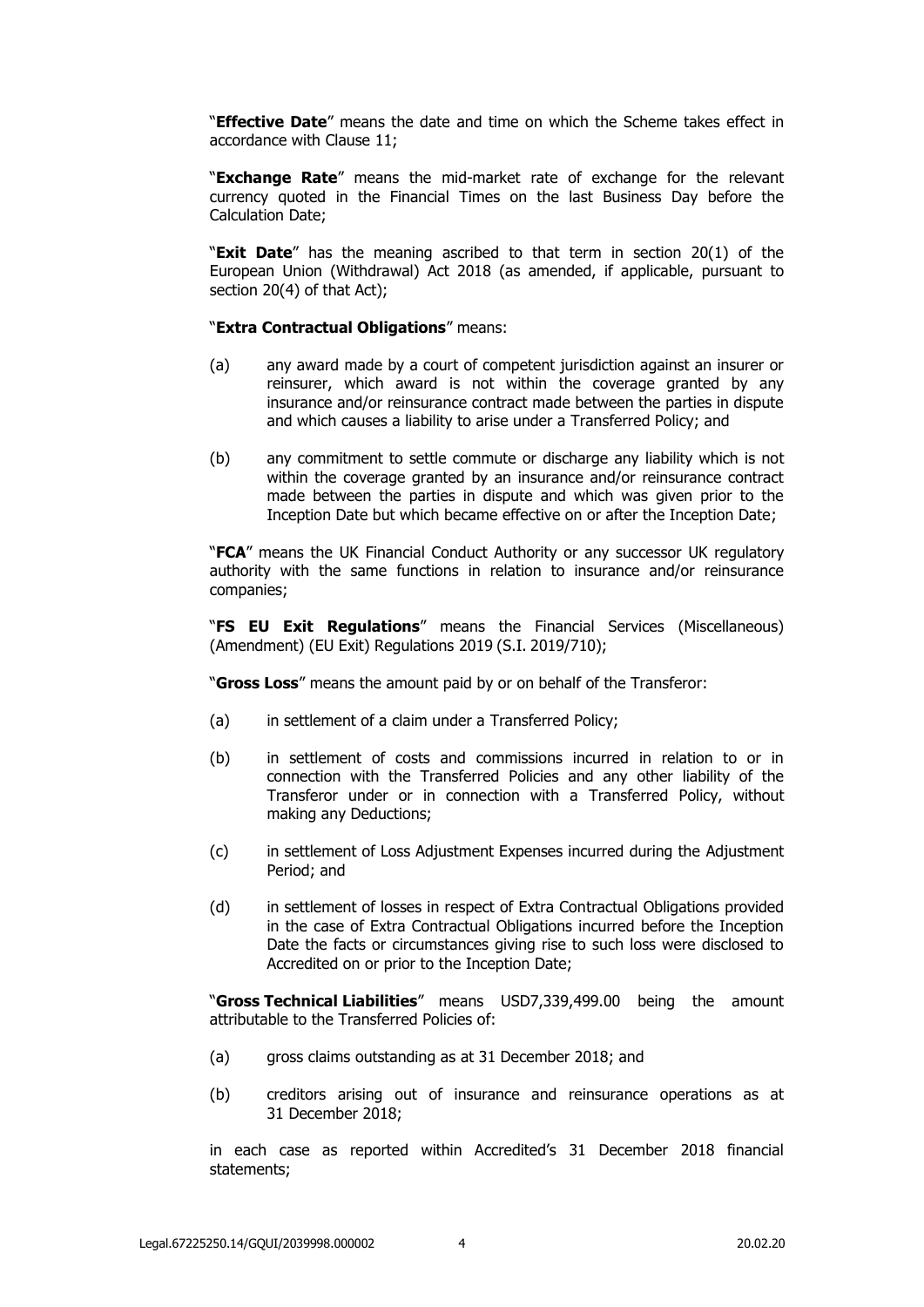"**Effective Date**" means the date and time on which the Scheme takes effect in accordance with Clause 11;

"**Exchange Rate**" means the mid-market rate of exchange for the relevant currency quoted in the Financial Times on the last Business Day before the Calculation Date;

"**Exit Date**" has the meaning ascribed to that term in section 20(1) of the European Union (Withdrawal) Act 2018 (as amended, if applicable, pursuant to section 20(4) of that Act);

"**Extra Contractual Obligations**" means:

(a) any award made by a court of competent jurisdiction against an insurer or reinsurer, which award is not within the coverage granted by any insurance and/or reinsurance contract made between the parties in dispute and which causes a liability to arise under a Transferred Policy; and

(b) any commitment to settle commute or discharge any liability which is not within the coverage granted by an insurance and/or reinsurance contract made between the parties in dispute and which was given prior to the Inception Date but which became effective on or after the Inception Date;

"**FCA**" means the UK Financial Conduct Authority or any successor UK regulatory authority with the same functions in relation to insurance and/or reinsurance companies;

"**FS EU Exit Regulations**" means the Financial Services (Miscellaneous) (Amendment) (EU Exit) Regulations 2019 (S.I. 2019/710);

"**Gross Loss**" means the amount paid by or on behalf of the Transferor:

(a) in settlement of a claim under a Transferred Policy;

(b) in settlement of costs and commissions incurred in relation to or in connection with the Transferred Policies and any other liability of the Transferor under or in connection with a Transferred Policy, without making any Deductions;

(c) in settlement of Loss Adjustment Expenses incurred during the Adjustment Period; and

(d) in settlement of losses in respect of Extra Contractual Obligations provided in the case of Extra Contractual Obligations incurred before the Inception Date the facts or circumstances giving rise to such loss were disclosed to Accredited on or prior to the Inception Date;

"**Gross Technical Liabilities**" means USD7,339,499.00 being the amount attributable to the Transferred Policies of:

(a) gross claims outstanding as at 31 December 2018; and

(b) creditors arising out of insurance and reinsurance operations as at 31 December 2018;

in each case as reported within Accredited's 31 December 2018 financial statements;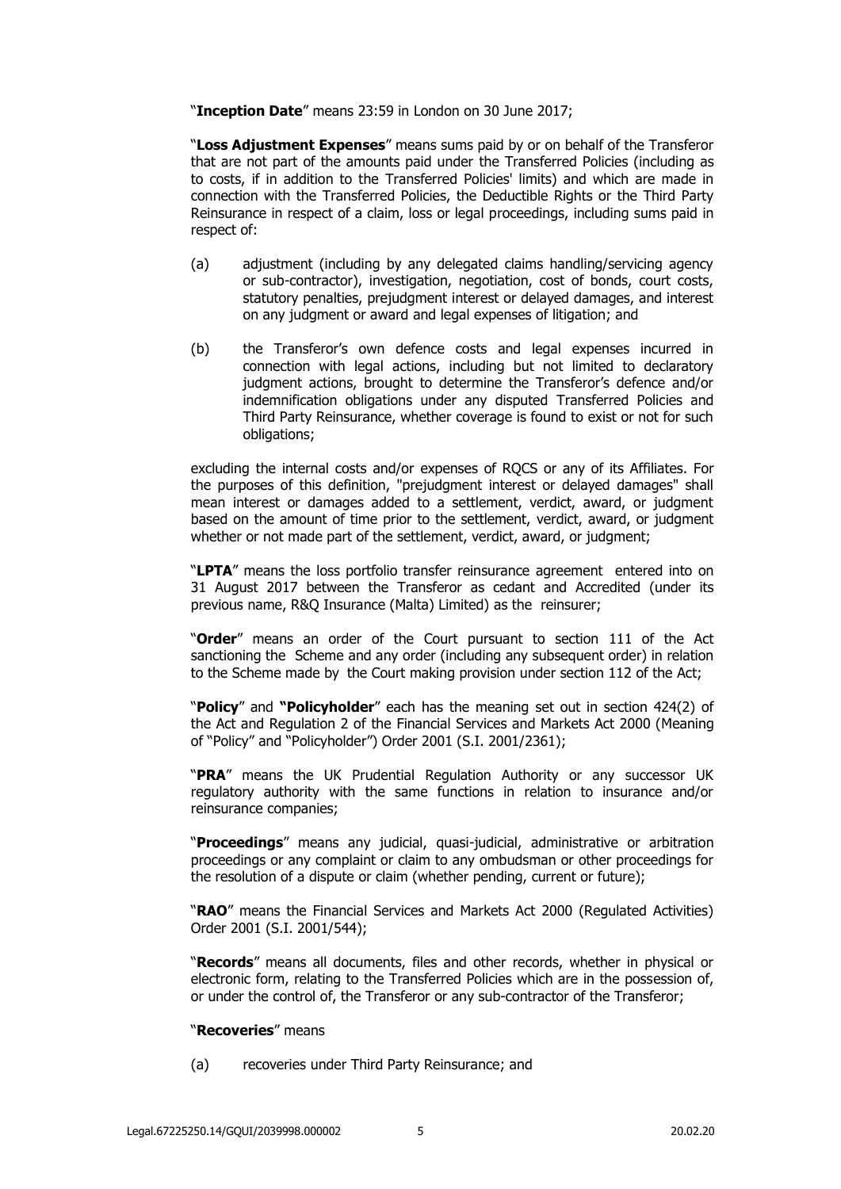"**Inception Date**" means 23:59 in London on 30 June 2017;

"**Loss Adjustment Expenses**" means sums paid by or on behalf of the Transferor that are not part of the amounts paid under the Transferred Policies (including as to costs, if in addition to the Transferred Policies' limits) and which are made in connection with the Transferred Policies, the Deductible Rights or the Third Party Reinsurance in respect of a claim, loss or legal proceedings, including sums paid in respect of:

(a) adjustment (including by any delegated claims handling/servicing agency or sub-contractor), investigation, negotiation, cost of bonds, court costs, statutory penalties, prejudgment interest or delayed damages, and interest on any judgment or award and legal expenses of litigation; and

(b) the Transferor's own defence costs and legal expenses incurred in connection with legal actions, including but not limited to declaratory judgment actions, brought to determine the Transferor's defence and/or indemnification obligations under any disputed Transferred Policies and Third Party Reinsurance, whether coverage is found to exist or not for such obligations;

excluding the internal costs and/or expenses of RQCS or any of its Affiliates. For the purposes of this definition, "prejudgment interest or delayed damages" shall mean interest or damages added to a settlement, verdict, award, or judgment based on the amount of time prior to the settlement, verdict, award, or judgment whether or not made part of the settlement, verdict, award, or judgment;

"**LPTA**" means the loss portfolio transfer reinsurance agreement entered into on 31 August 2017 between the Transferor as cedant and Accredited (under its previous name, R&Q Insurance (Malta) Limited) as the reinsurer;

"**Order**" means an order of the Court pursuant to section 111 of the Act sanctioning the Scheme and any order (including any subsequent order) in relation to the Scheme made by the Court making provision under section 112 of the Act;

"**Policy**" and "**Policyholder**" each has the meaning set out in section 424(2) of the Act and Regulation 2 of the Financial Services and Markets Act 2000 (Meaning of "Policy" and "Policyholder") Order 2001 (S.I. 2001/2361);

"**PRA**" means the UK Prudential Regulation Authority or any successor UK regulatory authority with the same functions in relation to insurance and/or reinsurance companies;

"**Proceedings**" means any judicial, quasi-judicial, administrative or arbitration proceedings or any complaint or claim to any ombudsman or other proceedings for the resolution of a dispute or claim (whether pending, current or future);

"**RAO**" means the Financial Services and Markets Act 2000 (Regulated Activities) Order 2001 (S.I. 2001/544);

"**Records**" means all documents, files and other records, whether in physical or electronic form, relating to the Transferred Policies which are in the possession of, or under the control of, the Transferor or any sub-contractor of the Transferor;

"**Recoveries**" means

(a) recoveries under Third Party Reinsurance; and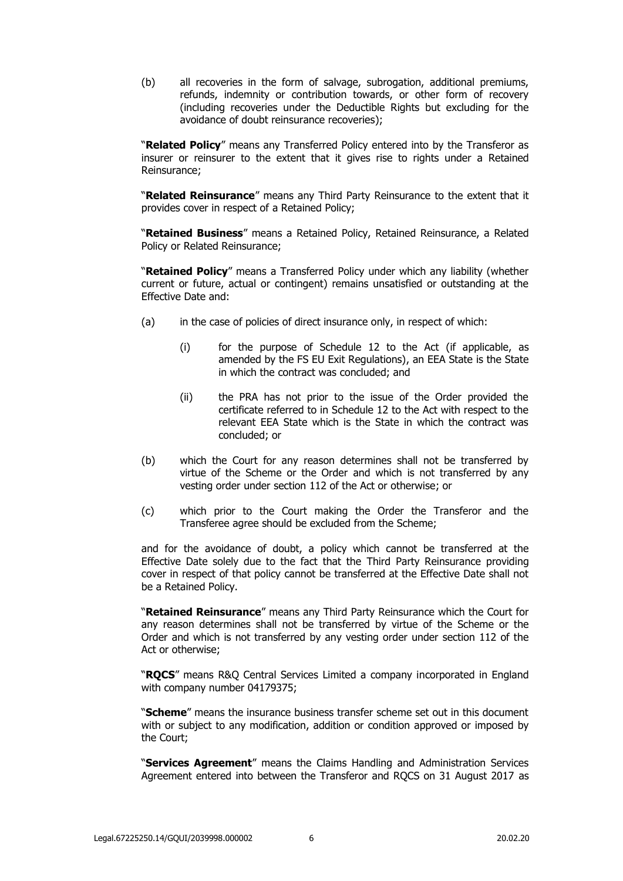(b) all recoveries in the form of salvage, subrogation, additional premiums, refunds, indemnity or contribution towards, or other form of recovery (including recoveries under the Deductible Rights but excluding for the avoidance of doubt reinsurance recoveries);

"**Related Policy**" means any Transferred Policy entered into by the Transferor as insurer or reinsurer to the extent that it gives rise to rights under a Retained Reinsurance;

"**Related Reinsurance**" means any Third Party Reinsurance to the extent that it provides cover in respect of a Retained Policy;

"**Retained Business**" means a Retained Policy, Retained Reinsurance, a Related Policy or Related Reinsurance;

"**Retained Policy**" means a Transferred Policy under which any liability (whether current or future, actual or contingent) remains unsatisfied or outstanding at the Effective Date and:

(a) in the case of policies of direct insurance only, in respect of which:

 (i) for the purpose of Schedule 12 to the Act (if applicable, as amended by the FS EU Exit Regulations), an EEA State is the State in which the contract was concluded; and

 (ii) the PRA has not prior to the issue of the Order provided the certificate referred to in Schedule 12 to the Act with respect to the relevant EEA State which is the State in which the contract was concluded; or

(b) which the Court for any reason determines shall not be transferred by virtue of the Scheme or the Order and which is not transferred by any vesting order under section 112 of the Act or otherwise; or

(c) which prior to the Court making the Order the Transferor and the Transferee agree should be excluded from the Scheme;

and for the avoidance of doubt, a policy which cannot be transferred at the Effective Date solely due to the fact that the Third Party Reinsurance providing cover in respect of that policy cannot be transferred at the Effective Date shall not be a Retained Policy.

"**Retained Reinsurance**" means any Third Party Reinsurance which the Court for any reason determines shall not be transferred by virtue of the Scheme or the Order and which is not transferred by any vesting order under section 112 of the Act or otherwise;

"**RQCS**" means R&Q Central Services Limited a company incorporated in England with company number 04179375;

"**Scheme**" means the insurance business transfer scheme set out in this document with or subject to any modification, addition or condition approved or imposed by the Court;

"**Services Agreement**" means the Claims Handling and Administration Services Agreement entered into between the Transferor and RQCS on 31 August 2017 as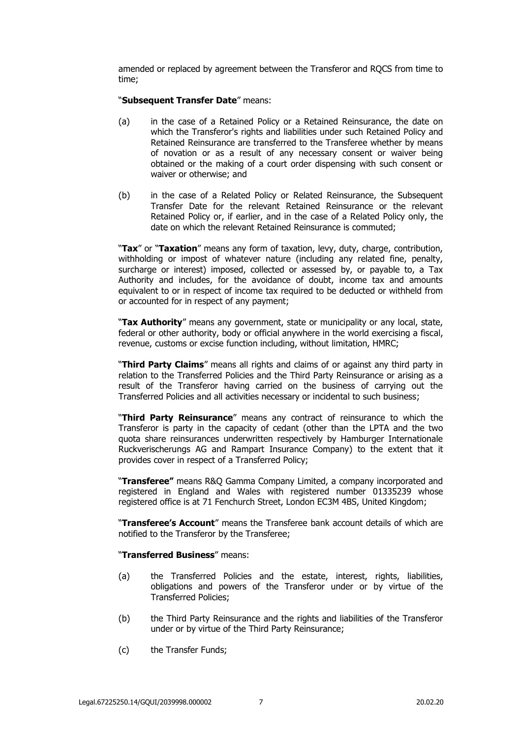amended or replaced by agreement between the Transferor and RQCS from time to time;

"**Subsequent Transfer Date**" means:

(a) in the case of a Retained Policy or a Retained Reinsurance, the date on which the Transferor's rights and liabilities under such Retained Policy and Retained Reinsurance are transferred to the Transferee whether by means of novation or as a result of any necessary consent or waiver being obtained or the making of a court order dispensing with such consent or waiver or otherwise; and

(b) in the case of a Related Policy or Related Reinsurance, the Subsequent Transfer Date for the relevant Retained Reinsurance or the relevant Retained Policy or, if earlier, and in the case of a Related Policy only, the date on which the relevant Retained Reinsurance is commuted;

"**Tax**" or "**Taxation**" means any form of taxation, levy, duty, charge, contribution, withholding or impost of whatever nature (including any related fine, penalty, surcharge or interest) imposed, collected or assessed by, or payable to, a Tax Authority and includes, for the avoidance of doubt, income tax and amounts equivalent to or in respect of income tax required to be deducted or withheld from or accounted for in respect of any payment;

"**Tax Authority**" means any government, state or municipality or any local, state, federal or other authority, body or official anywhere in the world exercising a fiscal, revenue, customs or excise function including, without limitation, HMRC;

"**Third Party Claims**" means all rights and claims of or against any third party in relation to the Transferred Policies and the Third Party Reinsurance or arising as a result of the Transferor having carried on the business of carrying out the Transferred Policies and all activities necessary or incidental to such business;

"**Third Party Reinsurance**" means any contract of reinsurance to which the Transferor is party in the capacity of cedant (other than the LPTA and the two quota share reinsurances underwritten respectively by Hamburger Internationale Ruckverischerungs AG and Rampart Insurance Company) to the extent that it provides cover in respect of a Transferred Policy;

"**Transferee"** means R&Q Gamma Company Limited, a company incorporated and registered in England and Wales with registered number 01335239 whose registered office is at 71 Fenchurch Street, London EC3M 4BS, United Kingdom;

"**Transferee's Account**" means the Transferee bank account details of which are notified to the Transferor by the Transferee;

"**Transferred Business**" means:

(a) the Transferred Policies and the estate, interest, rights, liabilities, obligations and powers of the Transferor under or by virtue of the Transferred Policies;

(b) the Third Party Reinsurance and the rights and liabilities of the Transferor under or by virtue of the Third Party Reinsurance;

(c) the Transfer Funds;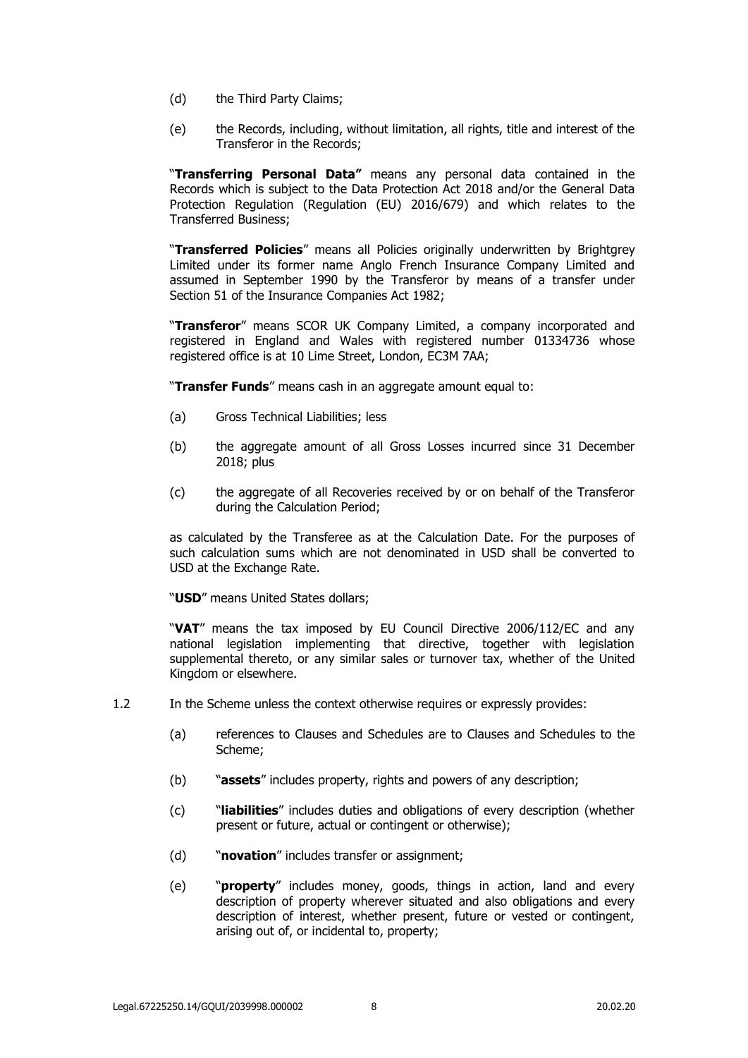(d) the Third Party Claims;

(e) the Records, including, without limitation, all rights, title and interest of the Transferor in the Records;

"**Transferring Personal Data"** means any personal data contained in the Records which is subject to the Data Protection Act 2018 and/or the General Data Protection Regulation (Regulation (EU) 2016/679) and which relates to the Transferred Business;

"**Transferred Policies**" means all Policies originally underwritten by Brightgrey Limited under its former name Anglo French Insurance Company Limited and assumed in September 1990 by the Transferor by means of a transfer under Section 51 of the Insurance Companies Act 1982;

"**Transferor**" means SCOR UK Company Limited, a company incorporated and registered in England and Wales with registered number 01334736 whose registered office is at 10 Lime Street, London, EC3M 7AA;

"**Transfer Funds**" means cash in an aggregate amount equal to:

(a) Gross Technical Liabilities; less

(b) the aggregate amount of all Gross Losses incurred since 31 December 2018; plus

(c) the aggregate of all Recoveries received by or on behalf of the Transferor during the Calculation Period;

as calculated by the Transferee as at the Calculation Date. For the purposes of such calculation sums which are not denominated in USD shall be converted to USD at the Exchange Rate.

"**USD**" means United States dollars;

"**VAT**" means the tax imposed by EU Council Directive 2006/112/EC and any national legislation implementing that directive, together with legislation supplemental thereto, or any similar sales or turnover tax, whether of the United Kingdom or elsewhere.

1.2 In the Scheme unless the context otherwise requires or expressly provides:

(a) references to Clauses and Schedules are to Clauses and Schedules to the Scheme;

(b) "**assets**" includes property, rights and powers of any description;

(c) "**liabilities**" includes duties and obligations of every description (whether present or future, actual or contingent or otherwise);

(d) "**novation**" includes transfer or assignment;

(e) "**property**" includes money, goods, things in action, land and every description of property wherever situated and also obligations and every description of interest, whether present, future or vested or contingent, arising out of, or incidental to, property;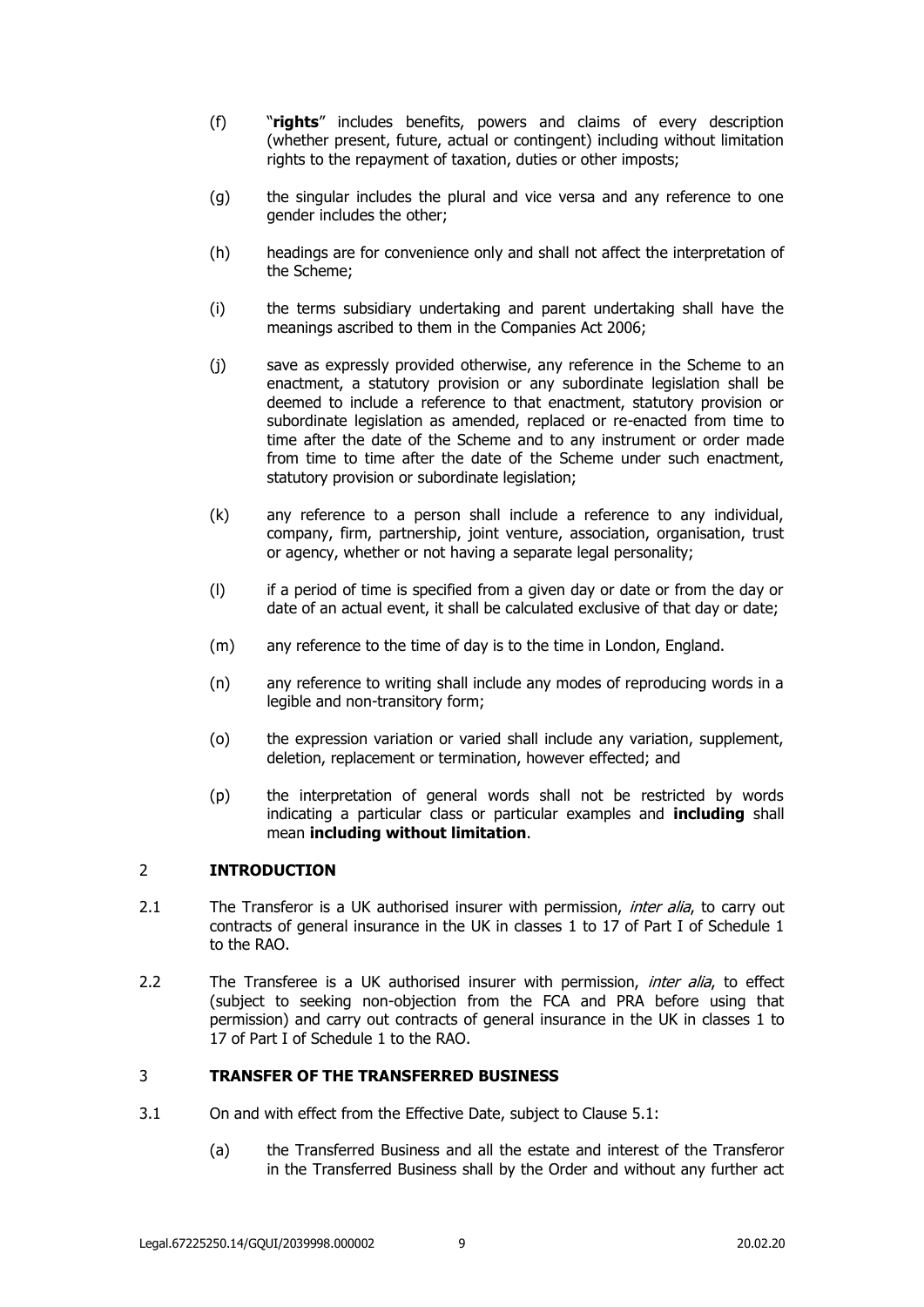(f) "**rights**" includes benefits, powers and claims of every description (whether present, future, actual or contingent) including without limitation rights to the repayment of taxation, duties or other imposts;

(g) the singular includes the plural and vice versa and any reference to one gender includes the other;

(h) headings are for convenience only and shall not affect the interpretation of the Scheme;

(i) the terms subsidiary undertaking and parent undertaking shall have the meanings ascribed to them in the Companies Act 2006;

(j) save as expressly provided otherwise, any reference in the Scheme to an enactment, a statutory provision or any subordinate legislation shall be deemed to include a reference to that enactment, statutory provision or subordinate legislation as amended, replaced or re-enacted from time to time after the date of the Scheme and to any instrument or order made from time to time after the date of the Scheme under such enactment, statutory provision or subordinate legislation;

(k) any reference to a person shall include a reference to any individual, company, firm, partnership, joint venture, association, organisation, trust or agency, whether or not having a separate legal personality;

(l) if a period of time is specified from a given day or date or from the day or date of an actual event, it shall be calculated exclusive of that day or date;

(m) any reference to the time of day is to the time in London, England.

(n) any reference to writing shall include any modes of reproducing words in a legible and non-transitory form;

(o) the expression variation or varied shall include any variation, supplement, deletion, replacement or termination, however effected; and

(p) the interpretation of general words shall not be restricted by words indicating a particular class or particular examples and **including** shall mean **including without limitation**.

## 2 INTRODUCTION

2.1 The Transferor is a UK authorised insurer with permission, *inter alia*, to carry out contracts of general insurance in the UK in classes 1 to 17 of Part I of Schedule 1 to the RAO.

2.2 The Transferee is a UK authorised insurer with permission, *inter alia*, to effect (subject to seeking non-objection from the FCA and PRA before using that permission) and carry out contracts of general insurance in the UK in classes 1 to 17 of Part I of Schedule 1 to the RAO.

## 3 TRANSFER OF THE TRANSFERRED BUSINESS

3.1 On and with effect from the Effective Date, subject to Clause 5.1:

(a) the Transferred Business and all the estate and interest of the Transferor in the Transferred Business shall by the Order and without any further act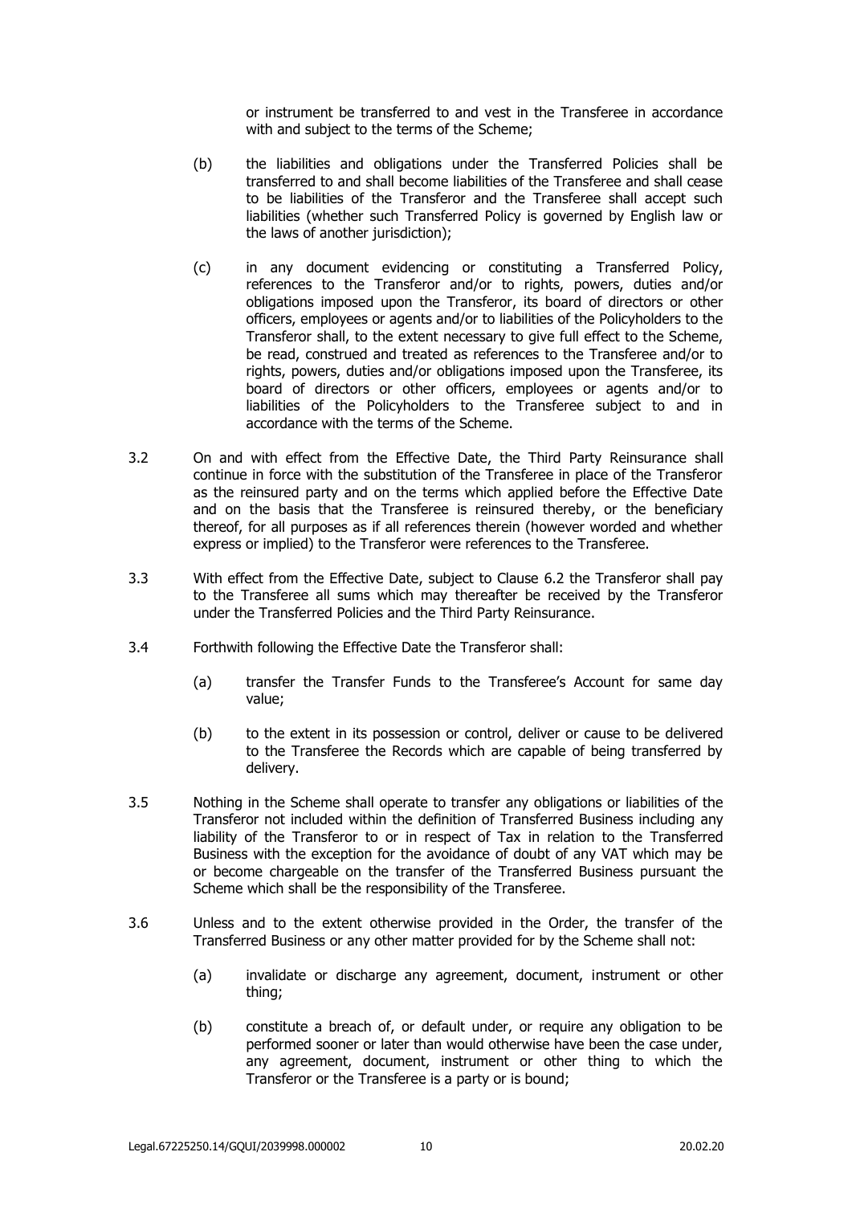or instrument be transferred to and vest in the Transferee in accordance with and subject to the terms of the Scheme;

(b) the liabilities and obligations under the Transferred Policies shall be transferred to and shall become liabilities of the Transferee and shall cease to be liabilities of the Transferor and the Transferee shall accept such liabilities (whether such Transferred Policy is governed by English law or the laws of another jurisdiction);

(c) in any document evidencing or constituting a Transferred Policy, references to the Transferor and/or to rights, powers, duties and/or obligations imposed upon the Transferor, its board of directors or other officers, employees or agents and/or to liabilities of the Policyholders to the Transferor shall, to the extent necessary to give full effect to the Scheme, be read, construed and treated as references to the Transferee and/or to rights, powers, duties and/or obligations imposed upon the Transferee, its board of directors or other officers, employees or agents and/or to liabilities of the Policyholders to the Transferee subject to and in accordance with the terms of the Scheme.

3.2 On and with effect from the Effective Date, the Third Party Reinsurance shall continue in force with the substitution of the Transferee in place of the Transferor as the reinsured party and on the terms which applied before the Effective Date and on the basis that the Transferee is reinsured thereby, or the beneficiary thereof, for all purposes as if all references therein (however worded and whether express or implied) to the Transferor were references to the Transferee.

3.3 With effect from the Effective Date, subject to Clause 6.2 the Transferor shall pay to the Transferee all sums which may thereafter be received by the Transferor under the Transferred Policies and the Third Party Reinsurance.

3.4 Forthwith following the Effective Date the Transferor shall:

(a) transfer the Transfer Funds to the Transferee's Account for same day value;

(b) to the extent in its possession or control, deliver or cause to be delivered to the Transferee the Records which are capable of being transferred by delivery.

3.5 Nothing in the Scheme shall operate to transfer any obligations or liabilities of the Transferor not included within the definition of Transferred Business including any liability of the Transferor to or in respect of Tax in relation to the Transferred Business with the exception for the avoidance of doubt of any VAT which may be or become chargeable on the transfer of the Transferred Business pursuant the Scheme which shall be the responsibility of the Transferee.

3.6 Unless and to the extent otherwise provided in the Order, the transfer of the Transferred Business or any other matter provided for by the Scheme shall not:

(a) invalidate or discharge any agreement, document, instrument or other thing;

(b) constitute a breach of, or default under, or require any obligation to be performed sooner or later than would otherwise have been the case under, any agreement, document, instrument or other thing to which the Transferor or the Transferee is a party or is bound;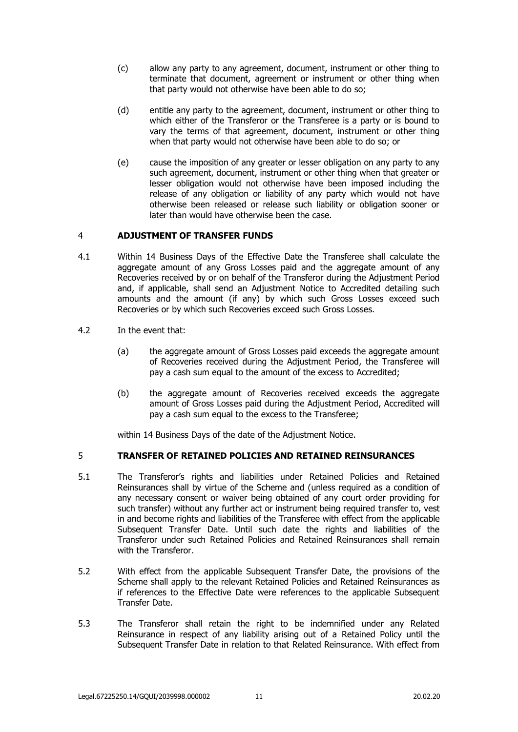(c) allow any party to any agreement, document, instrument or other thing to terminate that document, agreement or instrument or other thing when that party would not otherwise have been able to do so;

(d) entitle any party to the agreement, document, instrument or other thing to which either of the Transferor or the Transferee is a party or is bound to vary the terms of that agreement, document, instrument or other thing when that party would not otherwise have been able to do so; or

(e) cause the imposition of any greater or lesser obligation on any party to any such agreement, document, instrument or other thing when that greater or lesser obligation would not otherwise have been imposed including the release of any obligation or liability of any party which would not have otherwise been released or release such liability or obligation sooner or later than would have otherwise been the case.

## 4 ADJUSTMENT OF TRANSFER FUNDS

4.1 Within 14 Business Days of the Effective Date the Transferee shall calculate the aggregate amount of any Gross Losses paid and the aggregate amount of any Recoveries received by or on behalf of the Transferor during the Adjustment Period and, if applicable, shall send an Adjustment Notice to Accredited detailing such amounts and the amount (if any) by which such Gross Losses exceed such Recoveries or by which such Recoveries exceed such Gross Losses.

4.2 In the event that:

(a) the aggregate amount of Gross Losses paid exceeds the aggregate amount of Recoveries received during the Adjustment Period, the Transferee will pay a cash sum equal to the amount of the excess to Accredited;

(b) the aggregate amount of Recoveries received exceeds the aggregate amount of Gross Losses paid during the Adjustment Period, Accredited will pay a cash sum equal to the excess to the Transferee;

within 14 Business Days of the date of the Adjustment Notice.

## 5 TRANSFER OF RETAINED POLICIES AND RETAINED REINSURANCES

5.1 The Transferor's rights and liabilities under Retained Policies and Retained Reinsurances shall by virtue of the Scheme and (unless required as a condition of any necessary consent or waiver being obtained of any court order providing for such transfer) without any further act or instrument being required transfer to, vest in and become rights and liabilities of the Transferee with effect from the applicable Subsequent Transfer Date. Until such date the rights and liabilities of the Transferor under such Retained Policies and Retained Reinsurances shall remain with the Transferor.

5.2 With effect from the applicable Subsequent Transfer Date, the provisions of the Scheme shall apply to the relevant Retained Policies and Retained Reinsurances as if references to the Effective Date were references to the applicable Subsequent Transfer Date.

5.3 The Transferor shall retain the right to be indemnified under any Related Reinsurance in respect of any liability arising out of a Retained Policy until the Subsequent Transfer Date in relation to that Related Reinsurance. With effect from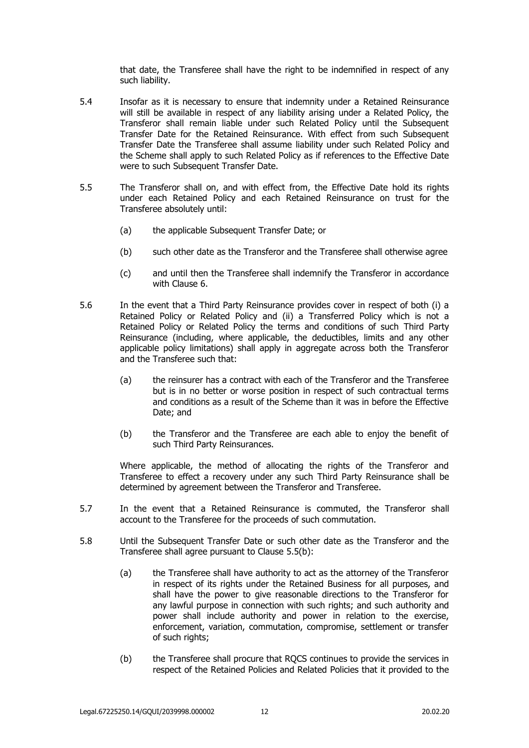that date, the Transferee shall have the right to be indemnified in respect of any such liability.

5.4 Insofar as it is necessary to ensure that indemnity under a Retained Reinsurance will still be available in respect of any liability arising under a Related Policy, the Transferor shall remain liable under such Related Policy until the Subsequent Transfer Date for the Retained Reinsurance. With effect from such Subsequent Transfer Date the Transferee shall assume liability under such Related Policy and the Scheme shall apply to such Related Policy as if references to the Effective Date were to such Subsequent Transfer Date.

5.5 The Transferor shall on, and with effect from, the Effective Date hold its rights under each Retained Policy and each Retained Reinsurance on trust for the Transferee absolutely until:

(a) the applicable Subsequent Transfer Date; or

(b) such other date as the Transferor and the Transferee shall otherwise agree

(c) and until then the Transferee shall indemnify the Transferor in accordance with Clause 6.

5.6 In the event that a Third Party Reinsurance provides cover in respect of both (i) a Retained Policy or Related Policy and (ii) a Transferred Policy which is not a Retained Policy or Related Policy the terms and conditions of such Third Party Reinsurance (including, where applicable, the deductibles, limits and any other applicable policy limitations) shall apply in aggregate across both the Transferor and the Transferee such that:

(a) the reinsurer has a contract with each of the Transferor and the Transferee but is in no better or worse position in respect of such contractual terms and conditions as a result of the Scheme than it was in before the Effective Date; and

(b) the Transferor and the Transferee are each able to enjoy the benefit of such Third Party Reinsurances.

Where applicable, the method of allocating the rights of the Transferor and Transferee to effect a recovery under any such Third Party Reinsurance shall be determined by agreement between the Transferor and Transferee.

5.7 In the event that a Retained Reinsurance is commuted, the Transferor shall account to the Transferee for the proceeds of such commutation.

5.8 Until the Subsequent Transfer Date or such other date as the Transferor and the Transferee shall agree pursuant to Clause 5.5(b):

(a) the Transferee shall have authority to act as the attorney of the Transferor in respect of its rights under the Retained Business for all purposes, and shall have the power to give reasonable directions to the Transferor for any lawful purpose in connection with such rights; and such authority and power shall include authority and power in relation to the exercise, enforcement, variation, commutation, compromise, settlement or transfer of such rights;

(b) the Transferee shall procure that RQCS continues to provide the services in respect of the Retained Policies and Related Policies that it provided to the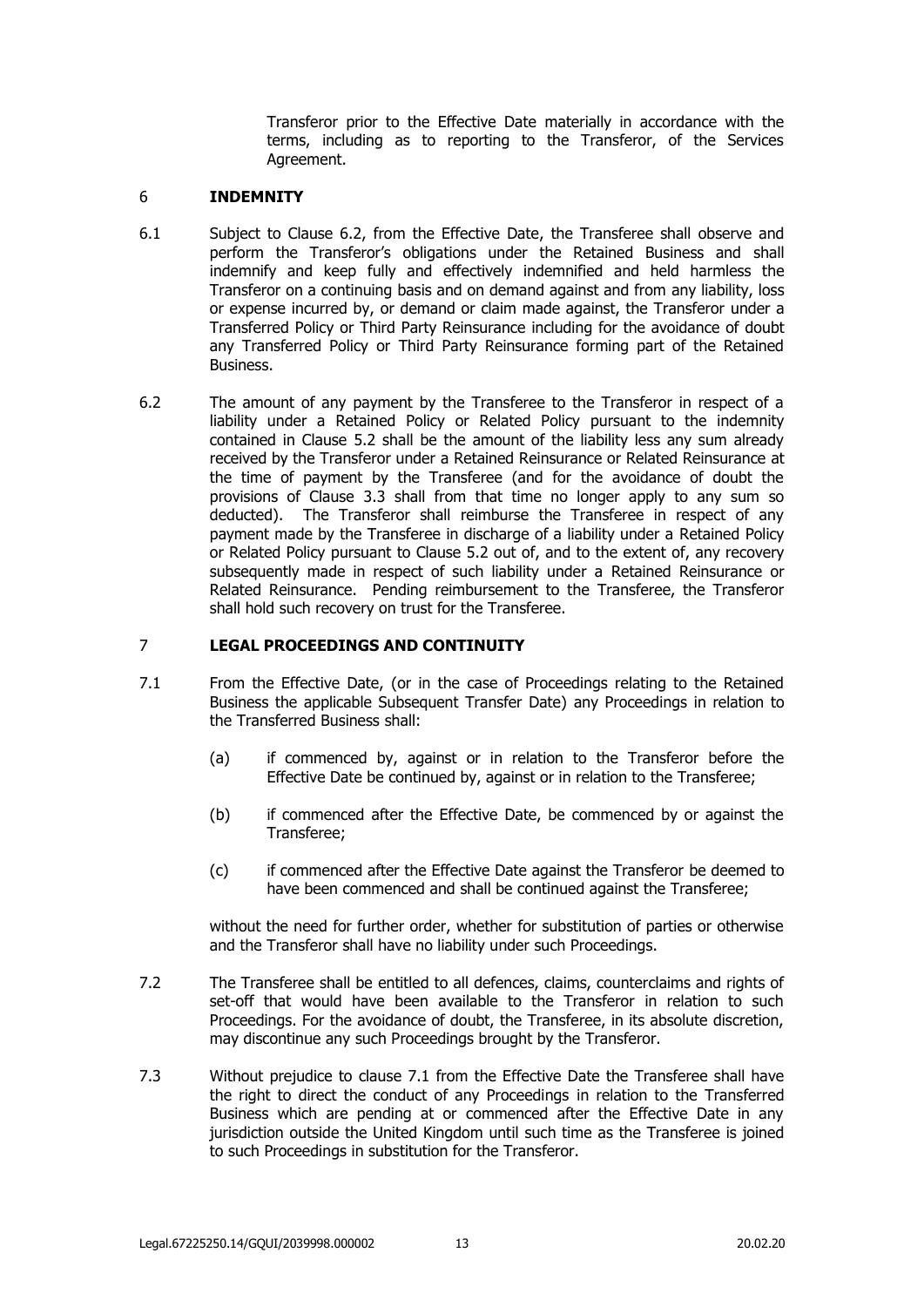Transferor prior to the Effective Date materially in accordance with the terms, including as to reporting to the Transferor, of the Services Agreement.

## 6 INDEMNITY

6.1 Subject to Clause 6.2, from the Effective Date, the Transferee shall observe and perform the Transferor's obligations under the Retained Business and shall indemnify and keep fully and effectively indemnified and held harmless the Transferor on a continuing basis and on demand against and from any liability, loss or expense incurred by, or demand or claim made against, the Transferor under a Transferred Policy or Third Party Reinsurance including for the avoidance of doubt any Transferred Policy or Third Party Reinsurance forming part of the Retained Business.

6.2 The amount of any payment by the Transferee to the Transferor in respect of a liability under a Retained Policy or Related Policy pursuant to the indemnity contained in Clause 5.2 shall be the amount of the liability less any sum already received by the Transferor under a Retained Reinsurance or Related Reinsurance at the time of payment by the Transferee (and for the avoidance of doubt the provisions of Clause 3.3 shall from that time no longer apply to any sum so deducted). The Transferor shall reimburse the Transferee in respect of any payment made by the Transferee in discharge of a liability under a Retained Policy or Related Policy pursuant to Clause 5.2 out of, and to the extent of, any recovery subsequently made in respect of such liability under a Retained Reinsurance or Related Reinsurance. Pending reimbursement to the Transferee, the Transferor shall hold such recovery on trust for the Transferee.

## 7 LEGAL PROCEEDINGS AND CONTINUITY

7.1 From the Effective Date, (or in the case of Proceedings relating to the Retained Business the applicable Subsequent Transfer Date) any Proceedings in relation to the Transferred Business shall:

(a) if commenced by, against or in relation to the Transferor before the Effective Date be continued by, against or in relation to the Transferee;

(b) if commenced after the Effective Date, be commenced by or against the Transferee;

(c) if commenced after the Effective Date against the Transferor be deemed to have been commenced and shall be continued against the Transferee;

without the need for further order, whether for substitution of parties or otherwise and the Transferor shall have no liability under such Proceedings.

7.2 The Transferee shall be entitled to all defences, claims, counterclaims and rights of set-off that would have been available to the Transferor in relation to such Proceedings. For the avoidance of doubt, the Transferee, in its absolute discretion, may discontinue any such Proceedings brought by the Transferor.

7.3 Without prejudice to clause 7.1 from the Effective Date the Transferee shall have the right to direct the conduct of any Proceedings in relation to the Transferred Business which are pending at or commenced after the Effective Date in any jurisdiction outside the United Kingdom until such time as the Transferee is joined to such Proceedings in substitution for the Transferor.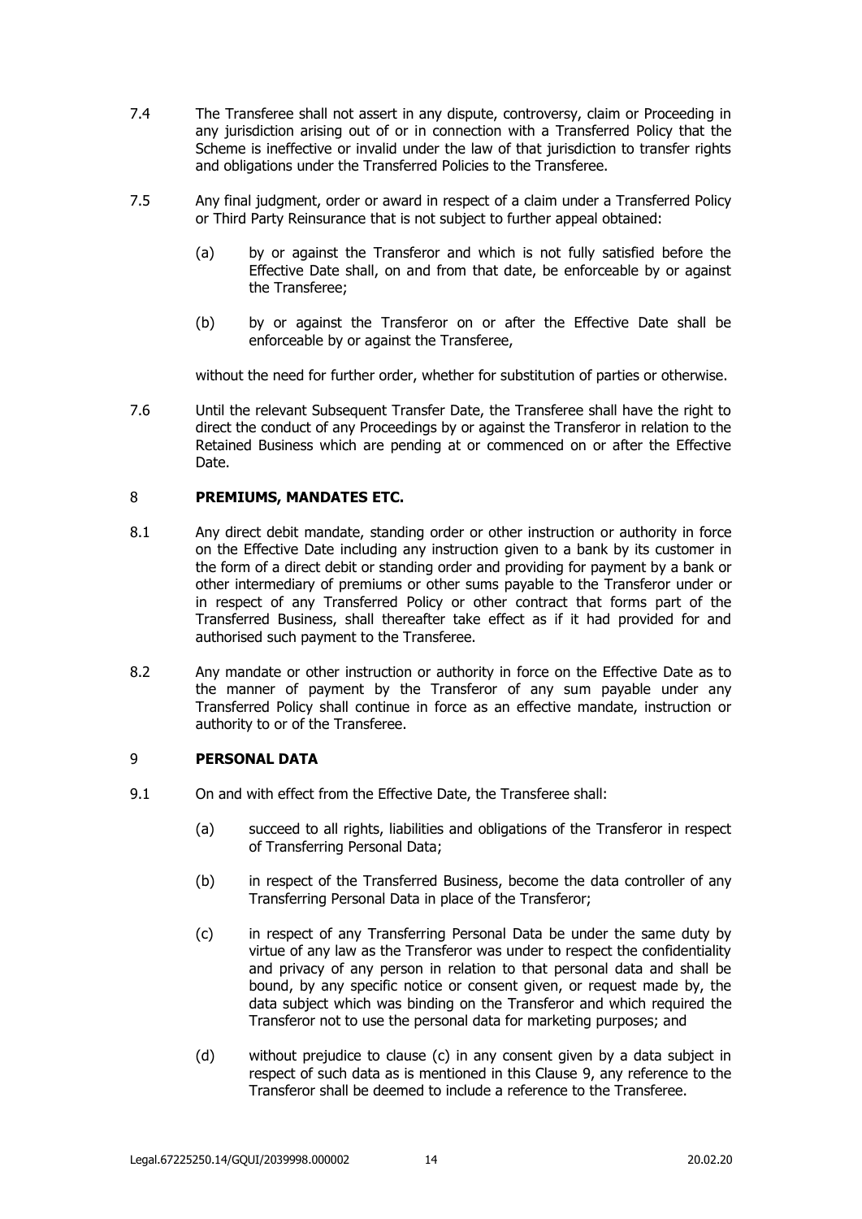7.4 The Transferee shall not assert in any dispute, controversy, claim or Proceeding in any jurisdiction arising out of or in connection with a Transferred Policy that the Scheme is ineffective or invalid under the law of that jurisdiction to transfer rights and obligations under the Transferred Policies to the Transferee.

7.5 Any final judgment, order or award in respect of a claim under a Transferred Policy or Third Party Reinsurance that is not subject to further appeal obtained:

(a) by or against the Transferor and which is not fully satisfied before the Effective Date shall, on and from that date, be enforceable by or against the Transferee;

(b) by or against the Transferor on or after the Effective Date shall be enforceable by or against the Transferee,

without the need for further order, whether for substitution of parties or otherwise.

7.6 Until the relevant Subsequent Transfer Date, the Transferee shall have the right to direct the conduct of any Proceedings by or against the Transferor in relation to the Retained Business which are pending at or commenced on or after the Effective Date.

## 8 PREMIUMS, MANDATES ETC.

8.1 Any direct debit mandate, standing order or other instruction or authority in force on the Effective Date including any instruction given to a bank by its customer in the form of a direct debit or standing order and providing for payment by a bank or other intermediary of premiums or other sums payable to the Transferor under or in respect of any Transferred Policy or other contract that forms part of the Transferred Business, shall thereafter take effect as if it had provided for and authorised such payment to the Transferee.

8.2 Any mandate or other instruction or authority in force on the Effective Date as to the manner of payment by the Transferor of any sum payable under any Transferred Policy shall continue in force as an effective mandate, instruction or authority to or of the Transferee.

## 9 PERSONAL DATA

9.1 On and with effect from the Effective Date, the Transferee shall:

(a) succeed to all rights, liabilities and obligations of the Transferor in respect of Transferring Personal Data;

(b) in respect of the Transferred Business, become the data controller of any Transferring Personal Data in place of the Transferor;

(c) in respect of any Transferring Personal Data be under the same duty by virtue of any law as the Transferor was under to respect the confidentiality and privacy of any person in relation to that personal data and shall be bound, by any specific notice or consent given, or request made by, the data subject which was binding on the Transferor and which required the Transferor not to use the personal data for marketing purposes; and

(d) without prejudice to clause (c) in any consent given by a data subject in respect of such data as is mentioned in this Clause 9, any reference to the Transferor shall be deemed to include a reference to the Transferee.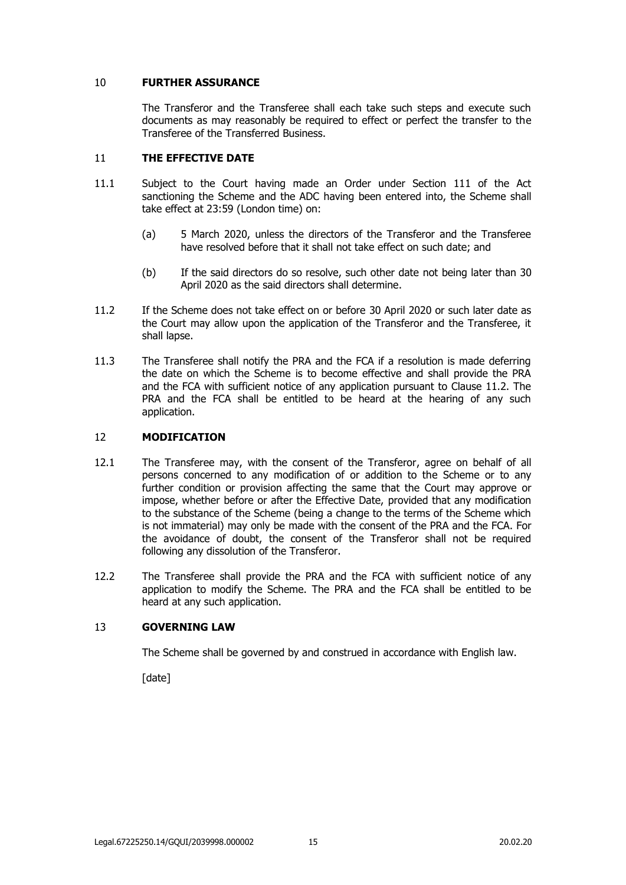## 10 FURTHER ASSURANCE

The Transferor and the Transferee shall each take such steps and execute such documents as may reasonably be required to effect or perfect the transfer to the Transferee of the Transferred Business.

## 11 THE EFFECTIVE DATE

11.1 Subject to the Court having made an Order under Section 111 of the Act sanctioning the Scheme and the ADC having been entered into, the Scheme shall take effect at 23:59 (London time) on:

(a) 5 March 2020, unless the directors of the Transferor and the Transferee have resolved before that it shall not take effect on such date; and

(b) If the said directors do so resolve, such other date not being later than 30 April 2020 as the said directors shall determine.

11.2 If the Scheme does not take effect on or before 30 April 2020 or such later date as the Court may allow upon the application of the Transferor and the Transferee, it shall lapse.

11.3 The Transferee shall notify the PRA and the FCA if a resolution is made deferring the date on which the Scheme is to become effective and shall provide the PRA and the FCA with sufficient notice of any application pursuant to Clause 11.2. The PRA and the FCA shall be entitled to be heard at the hearing of any such application.

## 12 MODIFICATION

12.1 The Transferee may, with the consent of the Transferor, agree on behalf of all persons concerned to any modification of or addition to the Scheme or to any further condition or provision affecting the same that the Court may approve or impose, whether before or after the Effective Date, provided that any modification to the substance of the Scheme (being a change to the terms of the Scheme which is not immaterial) may only be made with the consent of the PRA and the FCA. For the avoidance of doubt, the consent of the Transferor shall not be required following any dissolution of the Transferor.

12.2 The Transferee shall provide the PRA and the FCA with sufficient notice of any application to modify the Scheme. The PRA and the FCA shall be entitled to be heard at any such application.

## 13 GOVERNING LAW

The Scheme shall be governed by and construed in accordance with English law.

[date]